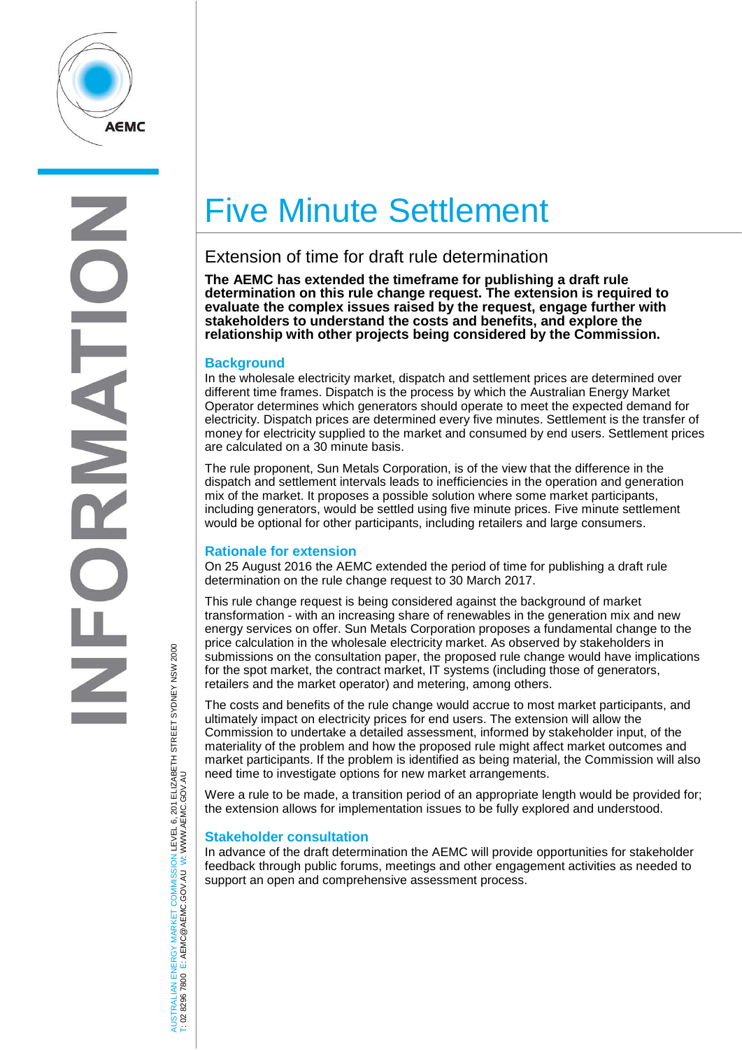# Five Minute Settlement

## Extension of time for draft rule determination

**The AEMC has extended the timeframe for publishing a draft rule determination on this rule change request. The extension is required to evaluate the complex issues raised by the request, engage further with stakeholders to understand the costs and benefits, and explore the relationship with other projects being considered by the Commission.**

### Background

In the wholesale electricity market, dispatch and settlement prices are determined over different time frames. Dispatch is the process by which the Australian Energy Market Operator determines which generators should operate to meet the expected demand for electricity. Dispatch prices are determined every five minutes. Settlement is the transfer of money for electricity supplied to the market and consumed by end users. Settlement prices are calculated on a 30 minute basis.

The rule proponent, Sun Metals Corporation, is of the view that the difference in the dispatch and settlement intervals leads to inefficiencies in the operation and generation mix of the market. It proposes a possible solution where some market participants, including generators, would be settled using five minute prices. Five minute settlement would be optional for other participants, including retailers and large consumers.

### Rationale for extension

On 25 August 2016 the AEMC extended the period of time for publishing a draft rule determination on the rule change request to 30 March 2017.

This rule change request is being considered against the background of market transformation - with an increasing share of renewables in the generation mix and new energy services on offer. Sun Metals Corporation proposes a fundamental change to the price calculation in the wholesale electricity market. As observed by stakeholders in submissions on the consultation paper, the proposed rule change would have implications for the spot market, the contract market, IT systems (including those of generators, retailers and the market operator) and metering, among others.

The costs and benefits of the rule change would accrue to most market participants, and ultimately impact on electricity prices for end users. The extension will allow the Commission to undertake a detailed assessment, informed by stakeholder input, of the materiality of the problem and how the proposed rule might affect market outcomes and market participants. If the problem is identified as being material, the Commission will also need time to investigate options for new market arrangements.

Were a rule to be made, a transition period of an appropriate length would be provided for; the extension allows for implementation issues to be fully explored and understood.

### Stakeholder consultation

In advance of the draft determination the AEMC will provide opportunities for stakeholder feedback through public forums, meetings and other engagement activities as needed to support an open and comprehensive assessment process.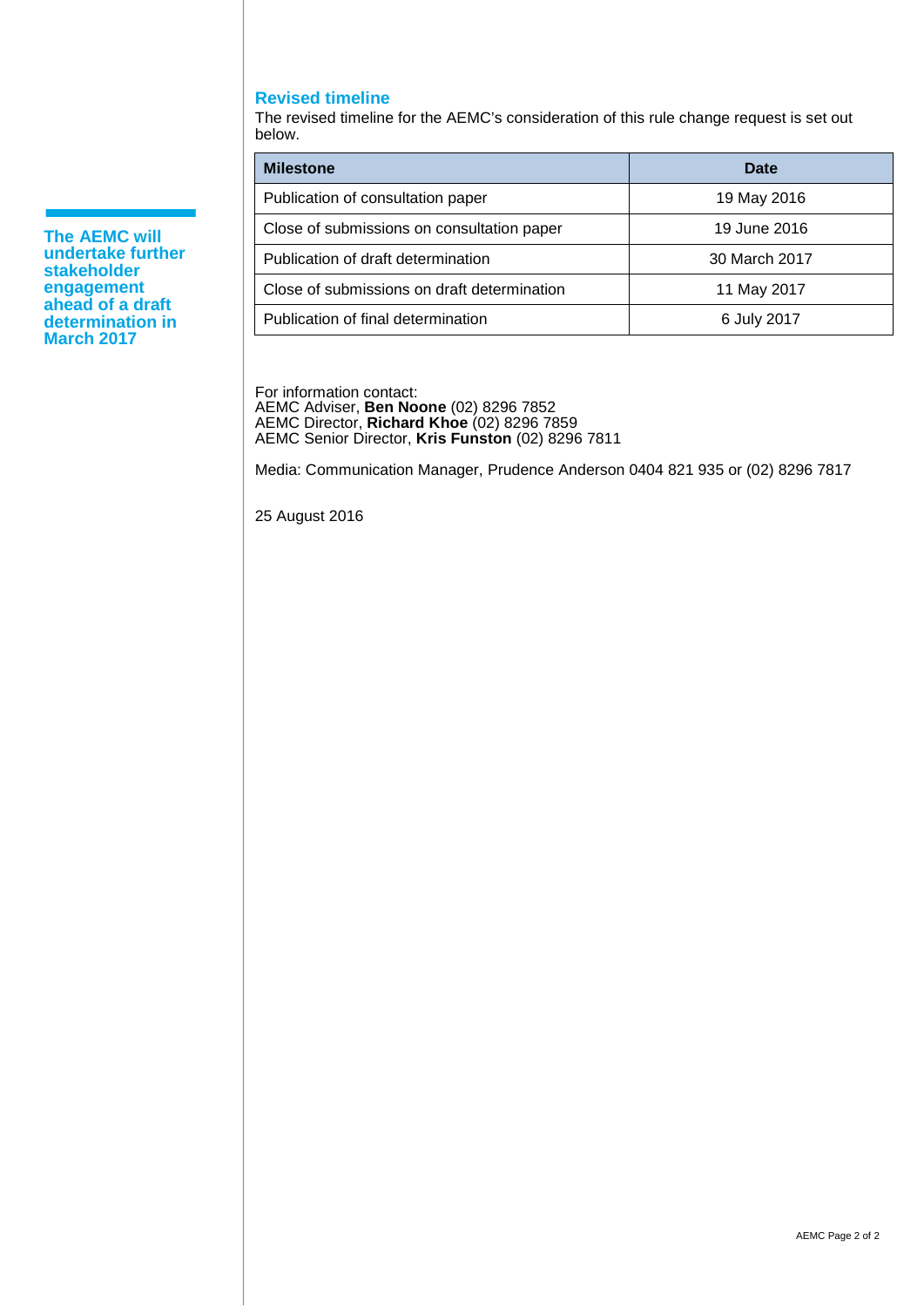**The AEMC will undertake further stakeholder engagement ahead of a draft determination in March 2017**

## Revised timeline

The revised timeline for the AEMC's consideration of this rule change request is set out below.

| Milestone | Date |
| --- | --- |
| Publication of consultation paper | 19 May 2016 |
| Close of submissions on consultation paper | 19 June 2016 |
| Publication of draft determination | 30 March 2017 |
| Close of submissions on draft determination | 11 May 2017 |
| Publication of final determination | 6 July 2017 |

For information contact:
AEMC Adviser, **Ben Noone** (02) 8296 7852
AEMC Director, **Richard Khoe** (02) 8296 7859
AEMC Senior Director, **Kris Funston** (02) 8296 7811

Media: Communication Manager, Prudence Anderson 0404 821 935 or (02) 8296 7817

25 August 2016